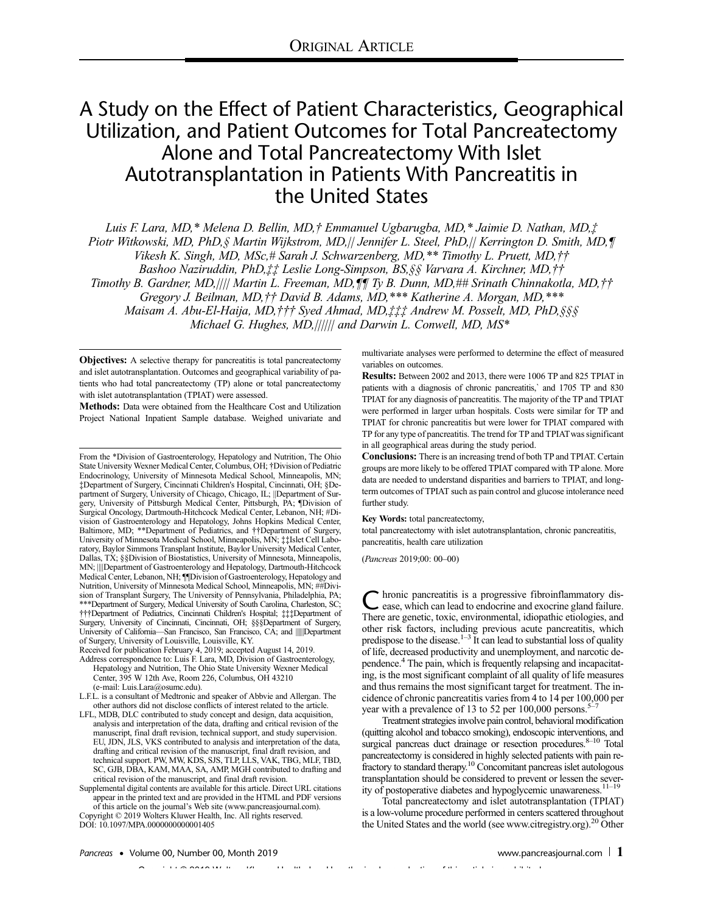ORIGINAL ARTICLE

# A Study on the Effect of Patient Characteristics, Geographical Utilization, and Patient Outcomes for Total Pancreatectomy Alone and Total Pancreatectomy With Islet Autotransplantation in Patients With Pancreatitis in the United States

*Luis F. Lara, MD,* Melena D. Bellin, MD,† Emmanuel Ugbarugba, MD,* Jaimie D. Nathan, MD,‡ Piotr Witkowski, MD, PhD,§ Martin Wijkstrom, MD,|| Jennifer L. Steel, PhD,|| Kerrington D. Smith, MD,¶ Vikesh K. Singh, MD, MSc,# Sarah J. Schwarzenberg, MD,** Timothy L. Pruett, MD,†† Bashoo Naziruddin, PhD,‡‡ Leslie Long-Simpson, BS,§§ Varvara A. Kirchner, MD,†† Timothy B. Gardner, MD,|||| Martin L. Freeman, MD,¶¶ Ty B. Dunn, MD,## Srinath Chinnakotla, MD,†† Gregory J. Beilman, MD,†† David B. Adams, MD,*** Katherine A. Morgan, MD,*** Maisam A. Abu-El-Haija, MD,††† Syed Ahmad, MD,‡‡‡ Andrew M. Posselt, MD, PhD,§§§ Michael G. Hughes, MD,|||||| and Darwin L. Conwell, MD, MS**

**Objectives:** A selective therapy for pancreatitis is total pancreatectomy and islet autotransplantation. Outcomes and geographical variability of patients who had total pancreatectomy (TP) alone or total pancreatectomy with islet autotransplantation (TPIAT) were assessed.

**Methods:** Data were obtained from the Healthcare Cost and Utilization Project National Inpatient Sample database. Weighed univariate and multivariate analyses were performed to determine the effect of measured variables on outcomes.

**Results:** Between 2002 and 2013, there were 1006 TP and 825 TPIAT in patients with a diagnosis of chronic pancreatitis,` and 1705 TP and 830 TPIAT for any diagnosis of pancreatitis. The majority of the TP and TPIAT were performed in larger urban hospitals. Costs were similar for TP and TPIAT for chronic pancreatitis but were lower for TPIAT compared with TP for any type of pancreatitis. The trend for TP and TPIAT was significant in all geographical areas during the study period.

**Conclusions:** There is an increasing trend of both TP and TPIAT. Certain groups are more likely to be offered TPIAT compared with TP alone. More data are needed to understand disparities and barriers to TPIAT, and long-term outcomes of TPIAT such as pain control and glucose intolerance need further study.

**Key Words:** total pancreatectomy, total pancreatectomy with islet autotransplantation, chronic pancreatitis, pancreatitis, health care utilization

(*Pancreas* 2019;00: 00–00)

From the *Division of Gastroenterology, Hepatology and Nutrition, The Ohio State University Wexner Medical Center, Columbus, OH; †Division of Pediatric Endocrinology, University of Minnesota Medical School, Minneapolis, MN; ‡Department of Surgery, Cincinnati Children's Hospital, Cincinnati, OH; §Department of Surgery, University of Chicago, Chicago, IL; ||Department of Surgery, University of Pittsburgh Medical Center, Pittsburgh, PA; ¶Division of Surgical Oncology, Dartmouth-Hitchcock Medical Center, Lebanon, NH; #Division of Gastroenterology and Hepatology, Johns Hopkins Medical Center, Baltimore, MD; **Department of Pediatrics, and ††Department of Surgery, University of Minnesota Medical School, Minneapolis, MN; ‡‡Islet Cell Laboratory, Baylor Simmons Transplant Institute, Baylor University Medical Center, Dallas, TX; §§Division of Biostatistics, University of Minnesota, Minneapolis, MN; ||||Department of Gastroenterology and Hepatology, Dartmouth-Hitchcock Medical Center, Lebanon, NH; ¶¶Division of Gastroenterology, Hepatology and Nutrition, University of Minnesota Medical School, Minneapolis, MN; ##Division of Transplant Surgery, The University of Pennsylvania, Philadelphia, PA; ***Department of Surgery, Medical University of South Carolina, Charleston, SC; †††Department of Pediatrics, Cincinnati Children's Hospital; ‡‡‡Department of Surgery, University of Cincinnati, Cincinnati, OH; §§§Department of Surgery, University of California—San Francisco, San Francisco, CA; and ||||||Department of Surgery, University of Louisville, Louisville, KY.

Received for publication February 4, 2019; accepted August 14, 2019.

Address correspondence to: Luis F. Lara, MD, Division of Gastroenterology, Hepatology and Nutrition, The Ohio State University Wexner Medical Center, 395 W 12th Ave, Room 226, Columbus, OH 43210 (e-mail: Luis.Lara@osumc.edu).

L.F.L. is a consultant of Medtronic and speaker of Abbvie and Allergan. The other authors did not disclose conflicts of interest related to the article.

LFL, MDB, DLC contributed to study concept and design, data acquisition, analysis and interpretation of the data, drafting and critical revision of the manuscript, final draft revision, technical support, and study supervision. EU, JDN, JLS, VKS contributed to analysis and interpretation of the data, drafting and critical revision of the manuscript, final draft revision, and technical support. PW, MW, KDS, SJS, TLP, LLS, VAK, TBG, MLF, TBD, SC, GJB, DBA, KAM, MAA, SA, AMP, MGH contributed to drafting and critical revision of the manuscript, and final draft revision.

Supplemental digital contents are available for this article. Direct URL citations appear in the printed text and are provided in the HTML and PDF versions of this article on the journal's Web site (www.pancreasjournal.com).

Copyright © 2019 Wolters Kluwer Health, Inc. All rights reserved.

DOI: 10.1097/MPA.0000000000001405

Chronic pancreatitis is a progressive fibroinflammatory disease, which can lead to endocrine and exocrine gland failure. There are genetic, toxic, environmental, idiopathic etiologies, and other risk factors, including previous acute pancreatitis, which predispose to the disease.[1–3] It can lead to substantial loss of quality of life, decreased productivity and unemployment, and narcotic dependence.[4] The pain, which is frequently relapsing and incapacitating, is the most significant complaint of all quality of life measures and thus remains the most significant target for treatment. The incidence of chronic pancreatitis varies from 4 to 14 per 100,000 per year with a prevalence of 13 to 52 per 100,000 persons.[5–7]

Treatment strategies involve pain control, behavioral modification (quitting alcohol and tobacco smoking), endoscopic interventions, and surgical pancreas duct drainage or resection procedures.[8–10] Total pancreatectomy is considered in highly selected patients with pain refractory to standard therapy.[10] Concomitant pancreas islet autologous transplantation should be considered to prevent or lessen the severity of postoperative diabetes and hypoglycemic unawareness.[11–19]

Total pancreatectomy and islet autotransplantation (TPIAT) is a low-volume procedure performed in centers scattered throughout the United States and the world (see www.citregistry.org).[20] Other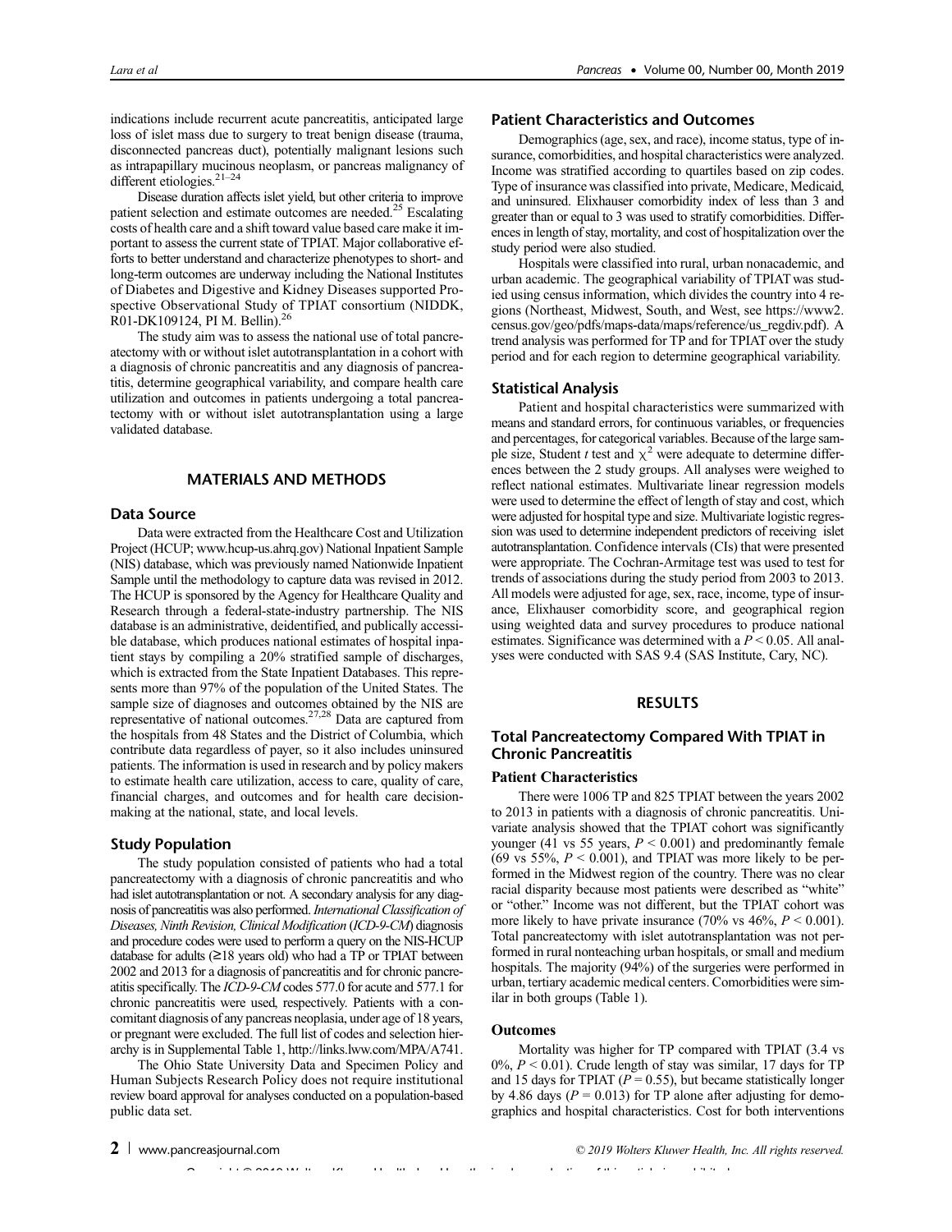indications include recurrent acute pancreatitis, anticipated large loss of islet mass due to surgery to treat benign disease (trauma, disconnected pancreas duct), potentially malignant lesions such as intrapapillary mucinous neoplasm, or pancreas malignancy of different etiologies.[21–24]

Disease duration affects islet yield, but other criteria to improve patient selection and estimate outcomes are needed.[25] Escalating costs of health care and a shift toward value based care make it important to assess the current state of TPIAT. Major collaborative efforts to better understand and characterize phenotypes to short- and long-term outcomes are underway including the National Institutes of Diabetes and Digestive and Kidney Diseases supported Prospective Observational Study of TPIAT consortium (NIDDK, R01-DK109124, PI M. Bellin).[26]

The study aim was to assess the national use of total pancreatectomy with or without islet autotransplantation in a cohort with a diagnosis of chronic pancreatitis and any diagnosis of pancreatitis, determine geographical variability, and compare health care utilization and outcomes in patients undergoing a total pancreatectomy with or without islet autotransplantation using a large validated database.

## MATERIALS AND METHODS

### Data Source

Data were extracted from the Healthcare Cost and Utilization Project (HCUP; www.hcup-us.ahrq.gov) National Inpatient Sample (NIS) database, which was previously named Nationwide Inpatient Sample until the methodology to capture data was revised in 2012. The HCUP is sponsored by the Agency for Healthcare Quality and Research through a federal-state-industry partnership. The NIS database is an administrative, deidentified, and publically accessible database, which produces national estimates of hospital inpatient stays by compiling a 20% stratified sample of discharges, which is extracted from the State Inpatient Databases. This represents more than 97% of the population of the United States. The sample size of diagnoses and outcomes obtained by the NIS are representative of national outcomes.[27,28] Data are captured from the hospitals from 48 States and the District of Columbia, which contribute data regardless of payer, so it also includes uninsured patients. The information is used in research and by policy makers to estimate health care utilization, access to care, quality of care, financial charges, and outcomes and for health care decision-making at the national, state, and local levels.

### Study Population

The study population consisted of patients who had a total pancreatectomy with a diagnosis of chronic pancreatitis and who had islet autotransplantation or not. A secondary analysis for any diagnosis of pancreatitis was also performed. *International Classification of Diseases, Ninth Revision, Clinical Modification* (*ICD-9-CM*) diagnosis and procedure codes were used to perform a query on the NIS-HCUP database for adults (≥18 years old) who had a TP or TPIAT between 2002 and 2013 for a diagnosis of pancreatitis and for chronic pancreatitis specifically. The *ICD-9-CM* codes 577.0 for acute and 577.1 for chronic pancreatitis were used, respectively. Patients with a concomitant diagnosis of any pancreas neoplasia, under age of 18 years, or pregnant were excluded. The full list of codes and selection hierarchy is in Supplemental Table 1, http://links.lww.com/MPA/A741.

The Ohio State University Data and Specimen Policy and Human Subjects Research Policy does not require institutional review board approval for analyses conducted on a population-based public data set.

### Patient Characteristics and Outcomes

Demographics (age, sex, and race), income status, type of insurance, comorbidities, and hospital characteristics were analyzed. Income was stratified according to quartiles based on zip codes. Type of insurance was classified into private, Medicare, Medicaid, and uninsured. Elixhauser comorbidity index of less than 3 and greater than or equal to 3 was used to stratify comorbidities. Differences in length of stay, mortality, and cost of hospitalization over the study period were also studied.

Hospitals were classified into rural, urban nonacademic, and urban academic. The geographical variability of TPIAT was studied using census information, which divides the country into 4 regions (Northeast, Midwest, South, and West, see https://www2.census.gov/geo/pdfs/maps-data/maps/reference/us_regdiv.pdf). A trend analysis was performed for TP and for TPIAT over the study period and for each region to determine geographical variability.

### Statistical Analysis

Patient and hospital characteristics were summarized with means and standard errors, for continuous variables, or frequencies and percentages, for categorical variables. Because of the large sample size, Student *t* test and $\chi^2$ were adequate to determine differences between the 2 study groups. All analyses were weighed to reflect national estimates. Multivariate linear regression models were used to determine the effect of length of stay and cost, which were adjusted for hospital type and size. Multivariate logistic regression was used to determine independent predictors of receiving islet autotransplantation. Confidence intervals (CIs) that were presented were appropriate. The Cochran-Armitage test was used to test for trends of associations during the study period from 2003 to 2013. All models were adjusted for age, sex, race, income, type of insurance, Elixhauser comorbidity score, and geographical region using weighted data and survey procedures to produce national estimates. Significance was determined with a $P < 0.05$. All analyses were conducted with SAS 9.4 (SAS Institute, Cary, NC).

## RESULTS

### Total Pancreatectomy Compared With TPIAT in Chronic Pancreatitis

#### Patient Characteristics

There were 1006 TP and 825 TPIAT between the years 2002 to 2013 in patients with a diagnosis of chronic pancreatitis. Univariate analysis showed that the TPIAT cohort was significantly younger (41 vs 55 years, $P < 0.001$) and predominantly female (69 vs 55%, $P < 0.001$), and TPIAT was more likely to be performed in the Midwest region of the country. There was no clear racial disparity because most patients were described as "white" or "other." Income was not different, but the TPIAT cohort was more likely to have private insurance (70% vs 46%, $P < 0.001$). Total pancreatectomy with islet autotransplantation was not performed in rural nonteaching urban hospitals, or small and medium hospitals. The majority (94%) of the surgeries were performed in urban, tertiary academic medical centers. Comorbidities were similar in both groups (Table 1).

#### Outcomes

Mortality was higher for TP compared with TPIAT (3.4 vs 0%, $P < 0.01$). Crude length of stay was similar, 17 days for TP and 15 days for TPIAT ($P = 0.55$), but became statistically longer by 4.86 days ($P = 0.013$) for TP alone after adjusting for demographics and hospital characteristics. Cost for both interventions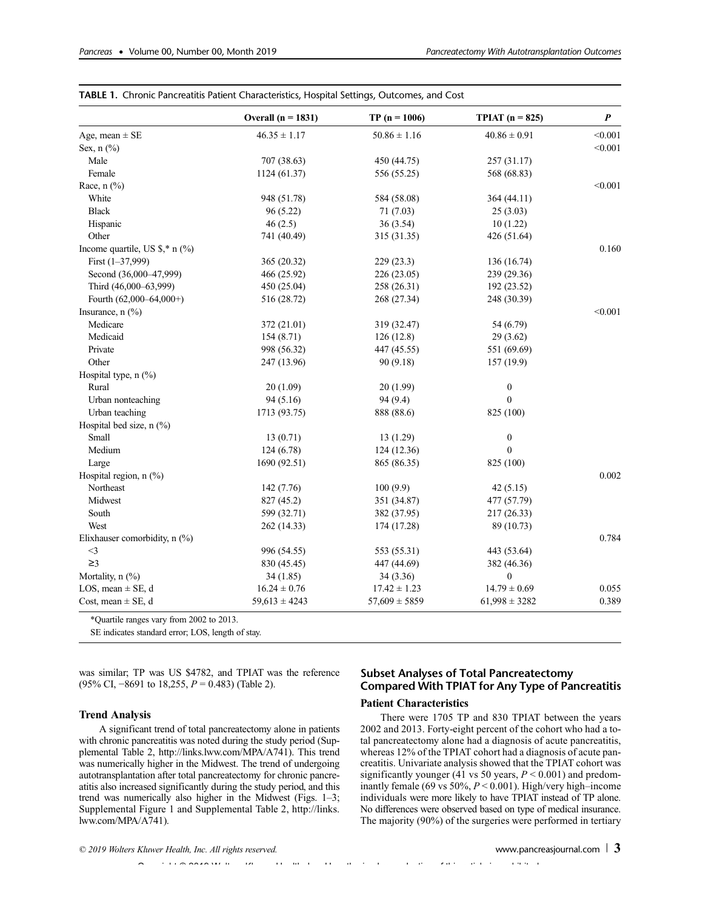**TABLE 1.** Chronic Pancreatitis Patient Characteristics, Hospital Settings, Outcomes, and Cost

| | Overall (n = 1831) | TP (n = 1006) | TPIAT (n = 825) | *P* |
|---|---|---|---|---|
| Age, mean ± SE | 46.35 ± 1.17 | 50.86 ± 1.16 | 40.86 ± 0.91 | <0.001 |
| Sex, n (%) | | | | <0.001 |
| Male | 707 (38.63) | 450 (44.75) | 257 (31.17) | |
| Female | 1124 (61.37) | 556 (55.25) | 568 (68.83) | |
| Race, n (%) | | | | <0.001 |
| White | 948 (51.78) | 584 (58.08) | 364 (44.11) | |
| Black | 96 (5.22) | 71 (7.03) | 25 (3.03) | |
| Hispanic | 46 (2.5) | 36 (3.54) | 10 (1.22) | |
| Other | 741 (40.49) | 315 (31.35) | 426 (51.64) | |
| Income quartile, US $,* n (%) | | | | 0.160 |
| First (1–37,999) | 365 (20.32) | 229 (23.3) | 136 (16.74) | |
| Second (36,000–47,999) | 466 (25.92) | 226 (23.05) | 239 (29.36) | |
| Third (46,000–63,999) | 450 (25.04) | 258 (26.31) | 192 (23.52) | |
| Fourth (62,000–64,000+) | 516 (28.72) | 268 (27.34) | 248 (30.39) | |
| Insurance, n (%) | | | | <0.001 |
| Medicare | 372 (21.01) | 319 (32.47) | 54 (6.79) | |
| Medicaid | 154 (8.71) | 126 (12.8) | 29 (3.62) | |
| Private | 998 (56.32) | 447 (45.55) | 551 (69.69) | |
| Other | 247 (13.96) | 90 (9.18) | 157 (19.9) | |
| Hospital type, n (%) | | | | |
| Rural | 20 (1.09) | 20 (1.99) | 0 | |
| Urban nonteaching | 94 (5.16) | 94 (9.4) | 0 | |
| Urban teaching | 1713 (93.75) | 888 (88.6) | 825 (100) | |
| Hospital bed size, n (%) | | | | |
| Small | 13 (0.71) | 13 (1.29) | 0 | |
| Medium | 124 (6.78) | 124 (12.36) | 0 | |
| Large | 1690 (92.51) | 865 (86.35) | 825 (100) | |
| Hospital region, n (%) | | | | 0.002 |
| Northeast | 142 (7.76) | 100 (9.9) | 42 (5.15) | |
| Midwest | 827 (45.2) | 351 (34.87) | 477 (57.79) | |
| South | 599 (32.71) | 382 (37.95) | 217 (26.33) | |
| West | 262 (14.33) | 174 (17.28) | 89 (10.73) | |
| Elixhauser comorbidity, n (%) | | | | 0.784 |
| <3 | 996 (54.55) | 553 (55.31) | 443 (53.64) | |
| ≥3 | 830 (45.45) | 447 (44.69) | 382 (46.36) | |
| Mortality, n (%) | 34 (1.85) | 34 (3.36) | 0 | |
| LOS, mean ± SE, d | 16.24 ± 0.76 | 17.42 ± 1.23 | 14.79 ± 0.69 | 0.055 |
| Cost, mean ± SE, d | 59,613 ± 4243 | 57,609 ± 5859 | 61,998 ± 3282 | 0.389 |

*Quartile ranges vary from 2002 to 2013.

SE indicates standard error; LOS, length of stay.

was similar; TP was US $4782, and TPIAT was the reference (95% CI, −8691 to 18,255, *P* = 0.483) (Table 2).

### Trend Analysis

A significant trend of total pancreatectomy alone in patients with chronic pancreatitis was noted during the study period (Supplemental Table 2, http://links.lww.com/MPA/A741). This trend was numerically higher in the Midwest. The trend of undergoing autotransplantation after total pancreatectomy for chronic pancreatitis also increased significantly during the study period, and this trend was numerically also higher in the Midwest (Figs. 1–3; Supplemental Figure 1 and Supplemental Table 2, http://links.lww.com/MPA/A741).

## Subset Analyses of Total Pancreatectomy Compared With TPIAT for Any Type of Pancreatitis

### Patient Characteristics

There were 1705 TP and 830 TPIAT between the years 2002 and 2013. Forty-eight percent of the cohort who had a total pancreatectomy alone had a diagnosis of acute pancreatitis, whereas 12% of the TPIAT cohort had a diagnosis of acute pancreatitis. Univariate analysis showed that the TPIAT cohort was significantly younger (41 vs 50 years, $P < 0.001$) and predominantly female (69 vs 50%, $P < 0.001$). High/very high–income individuals were more likely to have TPIAT instead of TP alone. No differences were observed based on type of medical insurance. The majority (90%) of the surgeries were performed in tertiary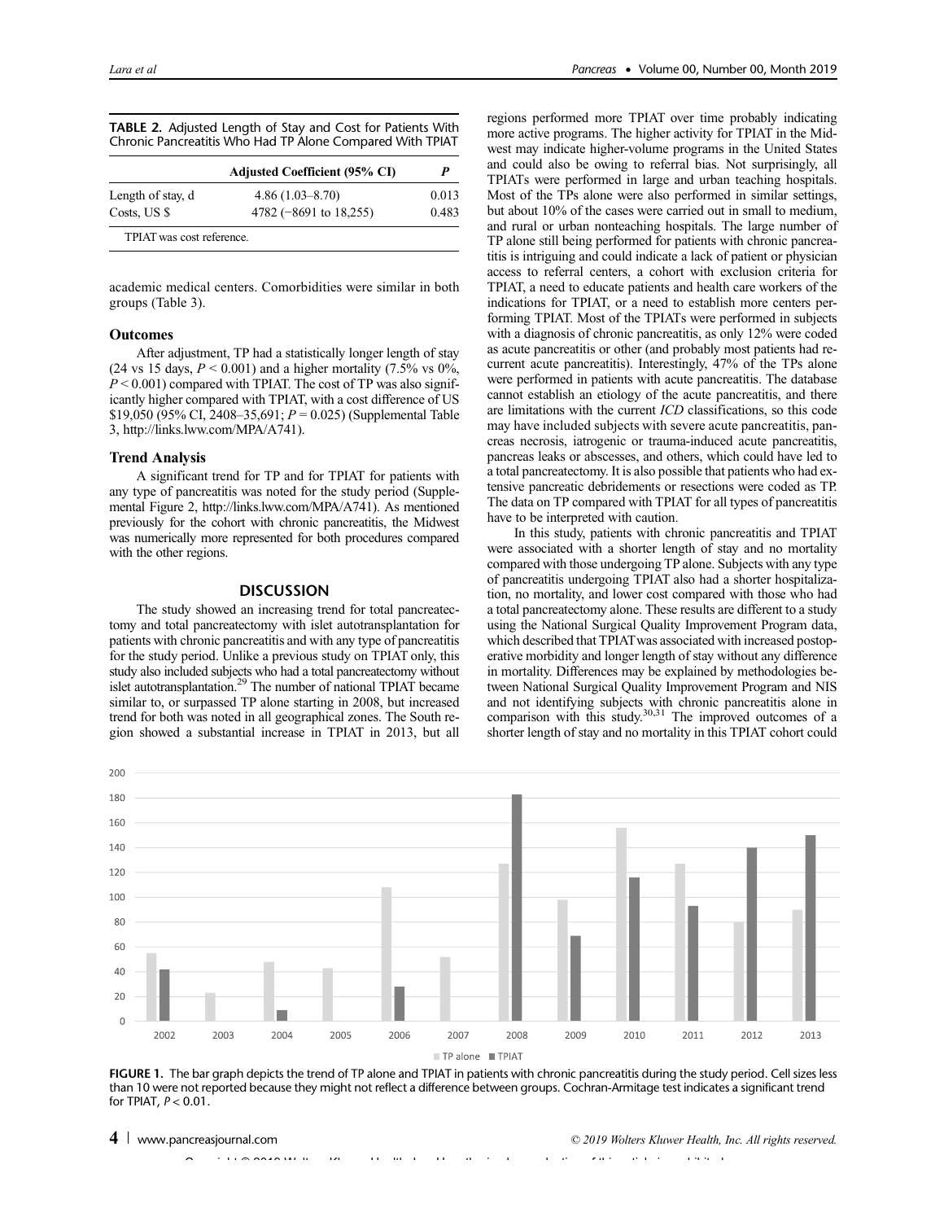**TABLE 2.** Adjusted Length of Stay and Cost for Patients With Chronic Pancreatitis Who Had TP Alone Compared With TPIAT

| | Adjusted Coefficient (95% CI) | *P* |
|---|---|---|
| Length of stay, d | 4.86 (1.03–8.70) | 0.013 |
| Costs, US $ | 4782 (−8691 to 18,255) | 0.483 |

TPIAT was cost reference.

academic medical centers. Comorbidities were similar in both groups (Table 3).

### Outcomes

After adjustment, TP had a statistically longer length of stay (24 vs 15 days, $P < 0.001$) and a higher mortality (7.5% vs 0%, $P < 0.001$) compared with TPIAT. The cost of TP was also significantly higher compared with TPIAT, with a cost difference of US $19,050 (95% CI, 2408–35,691; $P = 0.025$) (Supplemental Table 3, http://links.lww.com/MPA/A741).

### Trend Analysis

A significant trend for TP and for TPIAT for patients with any type of pancreatitis was noted for the study period (Supplemental Figure 2, http://links.lww.com/MPA/A741). As mentioned previously for the cohort with chronic pancreatitis, the Midwest was numerically more represented for both procedures compared with the other regions.

## DISCUSSION

The study showed an increasing trend for total pancreatectomy and total pancreatectomy with islet autotransplantation for patients with chronic pancreatitis and with any type of pancreatitis for the study period. Unlike a previous study on TPIAT only, this study also included subjects who had a total pancreatectomy without islet autotransplantation.[29] The number of national TPIAT became similar to, or surpassed TP alone starting in 2008, but increased trend for both was noted in all geographical zones. The South region showed a substantial increase in TPIAT in 2013, but all regions performed more TPIAT over time probably indicating more active programs. The higher activity for TPIAT in the Midwest may indicate higher-volume programs in the United States and could also be owing to referral bias. Not surprisingly, all TPIATs were performed in large and urban teaching hospitals. Most of the TPs alone were also performed in similar settings, but about 10% of the cases were carried out in small to medium, and rural or urban nonteaching hospitals. The large number of TP alone still being performed for patients with chronic pancreatitis is intriguing and could indicate a lack of patient or physician access to referral centers, a cohort with exclusion criteria for TPIAT, a need to educate patients and health care workers of the indications for TPIAT, or a need to establish more centers performing TPIAT. Most of the TPIATs were performed in subjects with a diagnosis of chronic pancreatitis, as only 12% were coded as acute pancreatitis or other (and probably most patients had recurrent acute pancreatitis). Interestingly, 47% of the TPs alone were performed in patients with acute pancreatitis. The database cannot establish an etiology of the acute pancreatitis, and there are limitations with the current *ICD* classifications, so this code may have included subjects with severe acute pancreatitis, pancreas necrosis, iatrogenic or trauma-induced acute pancreatitis, pancreas leaks or abscesses, and others, which could have led to a total pancreatectomy. It is also possible that patients who had extensive pancreatic debridements or resections were coded as TP. The data on TP compared with TPIAT for all types of pancreatitis have to be interpreted with caution.

In this study, patients with chronic pancreatitis and TPIAT were associated with a shorter length of stay and no mortality compared with those undergoing TP alone. Subjects with any type of pancreatitis undergoing TPIAT also had a shorter hospitalization, no mortality, and lower cost compared with those who had a total pancreatectomy alone. These results are different to a study using the National Surgical Quality Improvement Program data, which described that TPIAT was associated with increased postoperative morbidity and longer length of stay without any difference in mortality. Differences may be explained by methodologies between National Surgical Quality Improvement Program and NIS and not identifying subjects with chronic pancreatitis alone in comparison with this study.[30,31] The improved outcomes of a shorter length of stay and no mortality in this TPIAT cohort could

200
180
160
140
120
100
80
60
40
20
0
2002 2003 2004 2005 2006 2007 2008 2009 2010 2011 2012 2013
TP alone TPIAT

**FIGURE 1.** The bar graph depicts the trend of TP alone and TPIAT in patients with chronic pancreatitis during the study period. Cell sizes less than 10 were not reported because they might not reflect a difference between groups. Cochran-Armitage test indicates a significant trend for TPIAT, $P < 0.01$.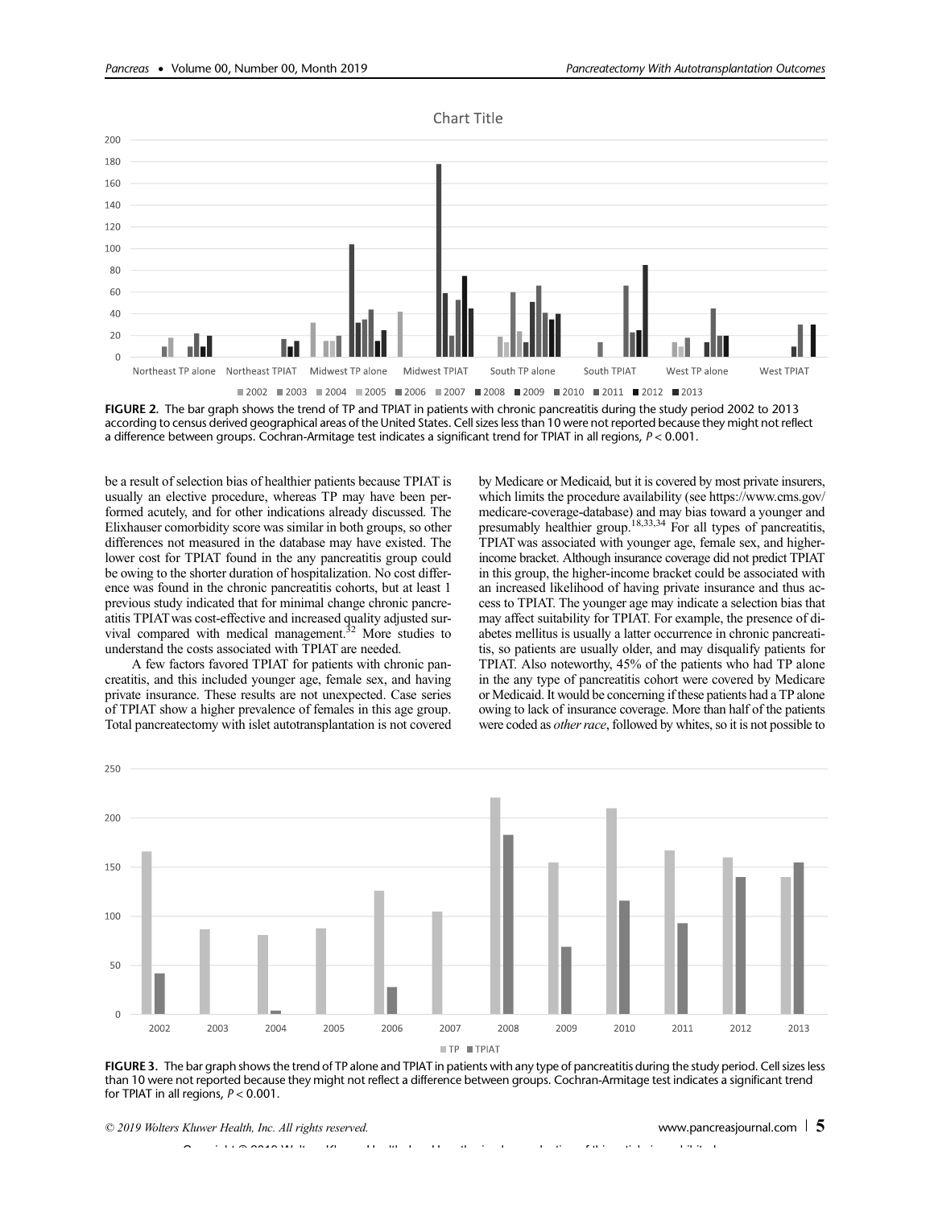**FIGURE 2.** The bar graph shows the trend of TP and TPIAT in patients with chronic pancreatitis during the study period 2002 to 2013 according to census derived geographical areas of the United States. Cell sizes less than 10 were not reported because they might not reflect a difference between groups. Cochran-Armitage test indicates a significant trend for TPIAT in all regions, $P < 0.001$.

be a result of selection bias of healthier patients because TPIAT is usually an elective procedure, whereas TP may have been performed acutely, and for other indications already discussed. The Elixhauser comorbidity score was similar in both groups, so other differences not measured in the database may have existed. The lower cost for TPIAT found in the any pancreatitis group could be owing to the shorter duration of hospitalization. No cost difference was found in the chronic pancreatitis cohorts, but at least 1 previous study indicated that for minimal change chronic pancreatitis TPIAT was cost-effective and increased quality adjusted survival compared with medical management.[32] More studies to understand the costs associated with TPIAT are needed.

A few factors favored TPIAT for patients with chronic pancreatitis, and this included younger age, female sex, and having private insurance. These results are not unexpected. Case series of TPIAT show a higher prevalence of females in this age group. Total pancreatectomy with islet autotransplantation is not covered by Medicare or Medicaid, but it is covered by most private insurers, which limits the procedure availability (see https://www.cms.gov/medicare-coverage-database) and may bias toward a younger and presumably healthier group.[18,33,34] For all types of pancreatitis, TPIAT was associated with younger age, female sex, and higher-income bracket. Although insurance coverage did not predict TPIAT in this group, the higher-income bracket could be associated with an increased likelihood of having private insurance and thus access to TPIAT. The younger age may indicate a selection bias that may affect suitability for TPIAT. For example, the presence of diabetes mellitus is usually a latter occurrence in chronic pancreatitis, so patients are usually older, and may disqualify patients for TPIAT. Also noteworthy, 45% of the patients who had TP alone in the any type of pancreatitis cohort were covered by Medicare or Medicaid. It would be concerning if these patients had a TP alone owing to lack of insurance coverage. More than half of the patients were coded as *other race*, followed by whites, so it is not possible to

**FIGURE 3.** The bar graph shows the trend of TP alone and TPIAT in patients with any type of pancreatitis during the study period. Cell sizes less than 10 were not reported because they might not reflect a difference between groups. Cochran-Armitage test indicates a significant trend for TPIAT in all regions, $P < 0.001$.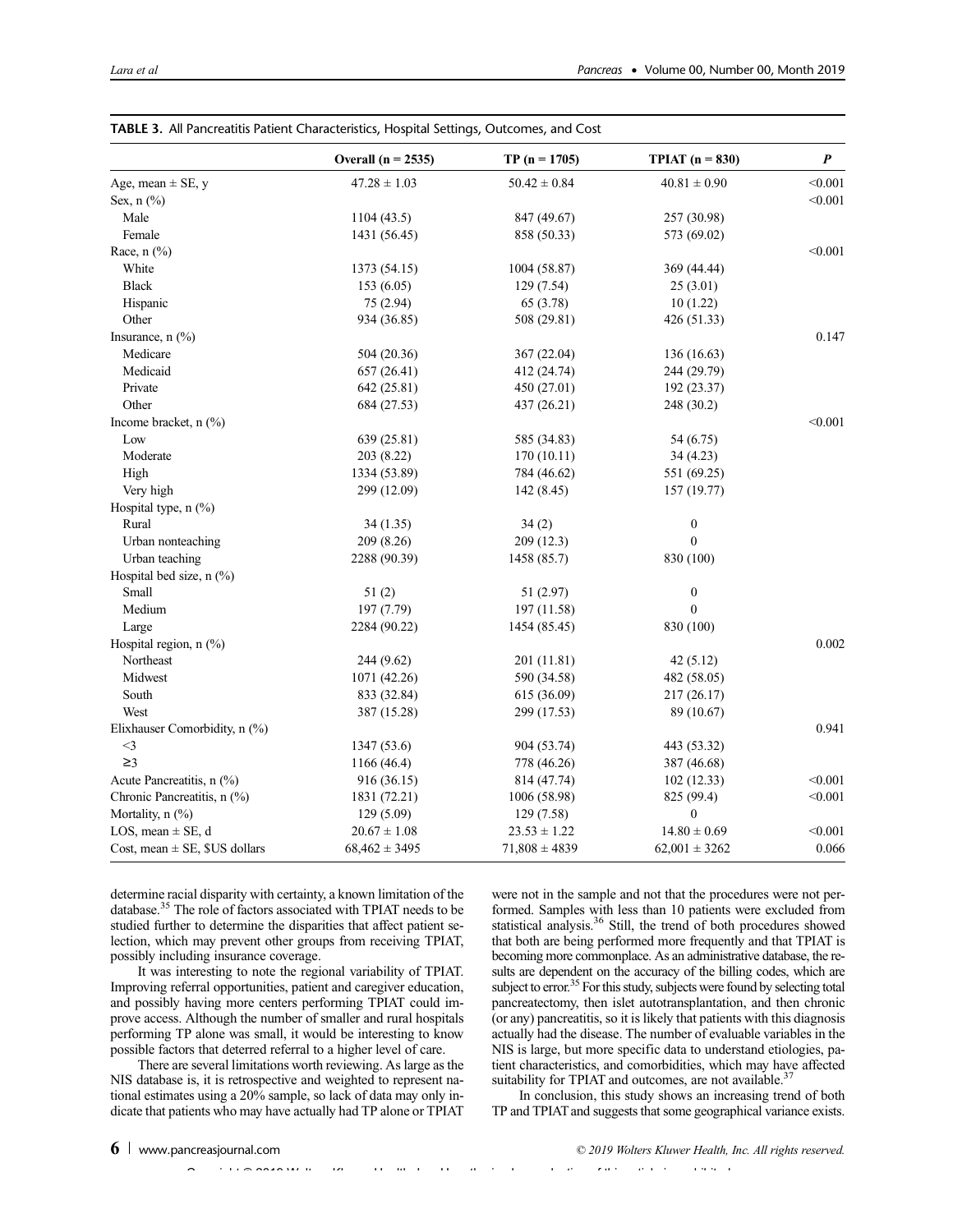**TABLE 3.** All Pancreatitis Patient Characteristics, Hospital Settings, Outcomes, and Cost

| | Overall (n = 2535) | TP (n = 1705) | TPIAT (n = 830) | *P* |
|---|---|---|---|---|
| Age, mean ± SE, y | 47.28 ± 1.03 | 50.42 ± 0.84 | 40.81 ± 0.90 | <0.001 |
| Sex, n (%) | | | | <0.001 |
| Male | 1104 (43.5) | 847 (49.67) | 257 (30.98) | |
| Female | 1431 (56.45) | 858 (50.33) | 573 (69.02) | |
| Race, n (%) | | | | <0.001 |
| White | 1373 (54.15) | 1004 (58.87) | 369 (44.44) | |
| Black | 153 (6.05) | 129 (7.54) | 25 (3.01) | |
| Hispanic | 75 (2.94) | 65 (3.78) | 10 (1.22) | |
| Other | 934 (36.85) | 508 (29.81) | 426 (51.33) | |
| Insurance, n (%) | | | | 0.147 |
| Medicare | 504 (20.36) | 367 (22.04) | 136 (16.63) | |
| Medicaid | 657 (26.41) | 412 (24.74) | 244 (29.79) | |
| Private | 642 (25.81) | 450 (27.01) | 192 (23.37) | |
| Other | 684 (27.53) | 437 (26.21) | 248 (30.2) | |
| Income bracket, n (%) | | | | <0.001 |
| Low | 639 (25.81) | 585 (34.83) | 54 (6.75) | |
| Moderate | 203 (8.22) | 170 (10.11) | 34 (4.23) | |
| High | 1334 (53.89) | 784 (46.62) | 551 (69.25) | |
| Very high | 299 (12.09) | 142 (8.45) | 157 (19.77) | |
| Hospital type, n (%) | | | | |
| Rural | 34 (1.35) | 34 (2) | 0 | |
| Urban nonteaching | 209 (8.26) | 209 (12.3) | 0 | |
| Urban teaching | 2288 (90.39) | 1458 (85.7) | 830 (100) | |
| Hospital bed size, n (%) | | | | |
| Small | 51 (2) | 51 (2.97) | 0 | |
| Medium | 197 (7.79) | 197 (11.58) | 0 | |
| Large | 2284 (90.22) | 1454 (85.45) | 830 (100) | |
| Hospital region, n (%) | | | | 0.002 |
| Northeast | 244 (9.62) | 201 (11.81) | 42 (5.12) | |
| Midwest | 1071 (42.26) | 590 (34.58) | 482 (58.05) | |
| South | 833 (32.84) | 615 (36.09) | 217 (26.17) | |
| West | 387 (15.28) | 299 (17.53) | 89 (10.67) | |
| Elixhauser Comorbidity, n (%) | | | | 0.941 |
| <3 | 1347 (53.6) | 904 (53.74) | 443 (53.32) | |
| ≥3 | 1166 (46.4) | 778 (46.26) | 387 (46.68) | |
| Acute Pancreatitis, n (%) | 916 (36.15) | 814 (47.74) | 102 (12.33) | <0.001 |
| Chronic Pancreatitis, n (%) | 1831 (72.21) | 1006 (58.98) | 825 (99.4) | <0.001 |
| Mortality, n (%) | 129 (5.09) | 129 (7.58) | 0 | |
| LOS, mean ± SE, d | 20.67 ± 1.08 | 23.53 ± 1.22 | 14.80 ± 0.69 | <0.001 |
| Cost, mean ± SE, $US dollars | 68,462 ± 3495 | 71,808 ± 4839 | 62,001 ± 3262 | 0.066 |

determine racial disparity with certainty, a known limitation of the database.[35] The role of factors associated with TPIAT needs to be studied further to determine the disparities that affect patient selection, which may prevent other groups from receiving TPIAT, possibly including insurance coverage.

It was interesting to note the regional variability of TPIAT. Improving referral opportunities, patient and caregiver education, and possibly having more centers performing TPIAT could improve access. Although the number of smaller and rural hospitals performing TP alone was small, it would be interesting to know possible factors that deterred referral to a higher level of care.

There are several limitations worth reviewing. As large as the NIS database is, it is retrospective and weighted to represent national estimates using a 20% sample, so lack of data may only indicate that patients who may have actually had TP alone or TPIAT were not in the sample and not that the procedures were not performed. Samples with less than 10 patients were excluded from statistical analysis.[36] Still, the trend of both procedures showed that both are being performed more frequently and that TPIAT is becoming more commonplace. As an administrative database, the results are dependent on the accuracy of the billing codes, which are subject to error.[35] For this study, subjects were found by selecting total pancreatectomy, then islet autotransplantation, and then chronic (or any) pancreatitis, so it is likely that patients with this diagnosis actually had the disease. The number of evaluable variables in the NIS is large, but more specific data to understand etiologies, patient characteristics, and comorbidities, which may have affected suitability for TPIAT and outcomes, are not available.[37]

In conclusion, this study shows an increasing trend of both TP and TPIAT and suggests that some geographical variance exists.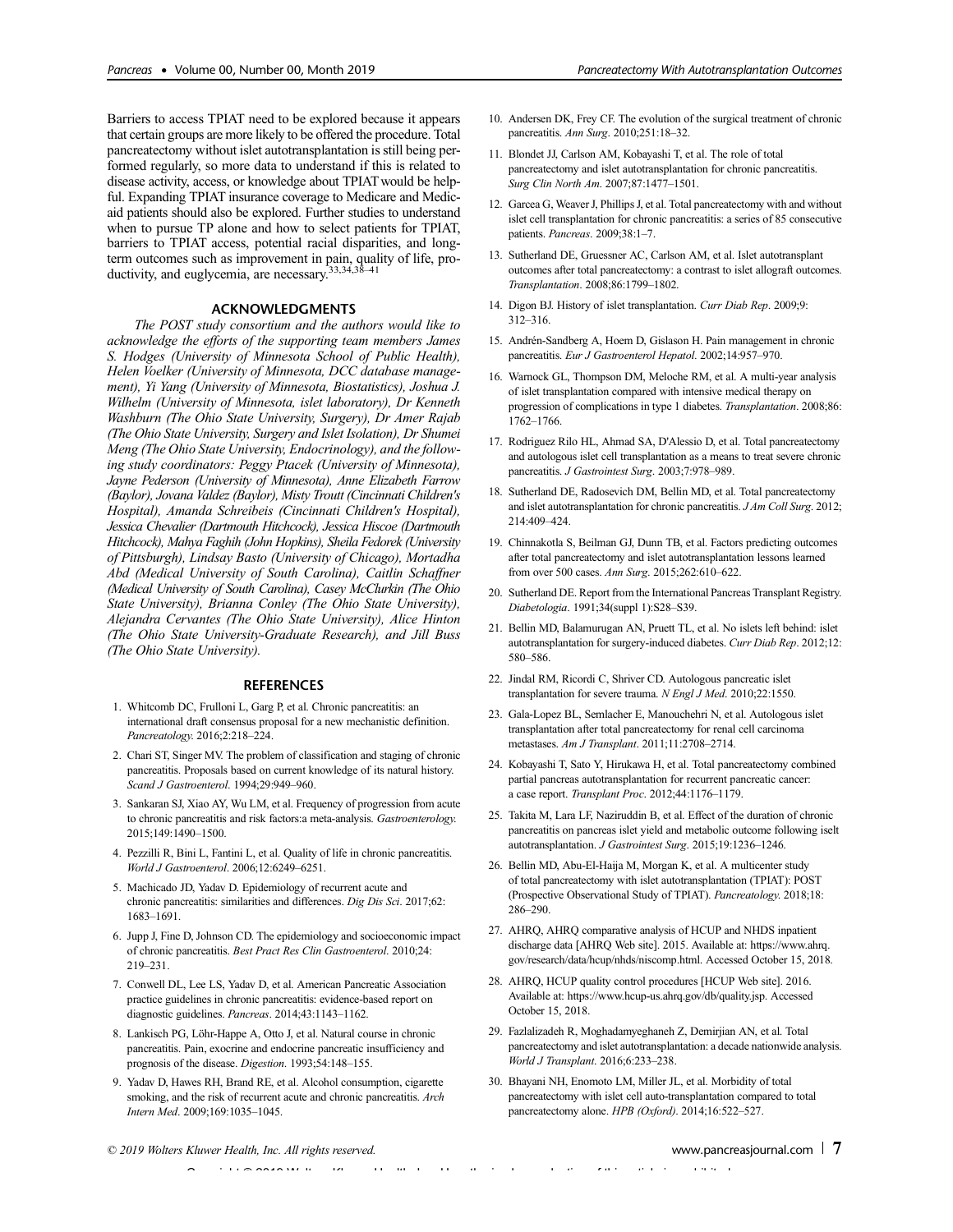Barriers to access TPIAT need to be explored because it appears that certain groups are more likely to be offered the procedure. Total pancreatectomy without islet autotransplantation is still being performed regularly, so more data to understand if this is related to disease activity, access, or knowledge about TPIAT would be helpful. Expanding TPIAT insurance coverage to Medicare and Medicaid patients should also be explored. Further studies to understand when to pursue TP alone and how to select patients for TPIAT, barriers to TPIAT access, potential racial disparities, and long-term outcomes such as improvement in pain, quality of life, productivity, and euglycemia, are necessary.[33,34,38–41]

## ACKNOWLEDGMENTS

*The POST study consortium and the authors would like to acknowledge the efforts of the supporting team members James S. Hodges (University of Minnesota School of Public Health), Helen Voelker (University of Minnesota, DCC database management), Yi Yang (University of Minnesota, Biostatistics), Joshua J. Wilhelm (University of Minnesota, islet laboratory), Dr Kenneth Washburn (The Ohio State University, Surgery), Dr Amer Rajab (The Ohio State University, Surgery and Islet Isolation), Dr Shumei Meng (The Ohio State University, Endocrinology), and the following study coordinators: Peggy Ptacek (University of Minnesota), Jayne Pederson (University of Minnesota), Anne Elizabeth Farrow (Baylor), Jovana Valdez (Baylor), Misty Troutt (Cincinnati Children's Hospital), Amanda Schreibeis (Cincinnati Children's Hospital), Jessica Chevalier (Dartmouth Hitchcock), Jessica Hiscoe (Dartmouth Hitchcock), Mahya Faghih (John Hopkins), Sheila Fedorek (University of Pittsburgh), Lindsay Basto (University of Chicago), Mortadha Abd (Medical University of South Carolina), Caitlin Schaffner (Medical University of South Carolina), Casey McClurkin (The Ohio State University), Brianna Conley (The Ohio State University), Alejandra Cervantes (The Ohio State University), Alice Hinton (The Ohio State University-Graduate Research), and Jill Buss (The Ohio State University).*

## REFERENCES

1. Whitcomb DC, Frulloni L, Garg P, et al. Chronic pancreatitis: an international draft consensus proposal for a new mechanistic definition. *Pancreatology.* 2016;2:218–224.
2. Chari ST, Singer MV. The problem of classification and staging of chronic pancreatitis. Proposals based on current knowledge of its natural history. *Scand J Gastroenterol*. 1994;29:949–960.
3. Sankaran SJ, Xiao AY, Wu LM, et al. Frequency of progression from acute to chronic pancreatitis and risk factors:a meta-analysis. *Gastroenterology.* 2015;149:1490–1500.
4. Pezzilli R, Bini L, Fantini L, et al. Quality of life in chronic pancreatitis. *World J Gastroenterol*. 2006;12:6249–6251.
5. Machicado JD, Yadav D. Epidemiology of recurrent acute and chronic pancreatitis: similarities and differences. *Dig Dis Sci*. 2017;62: 1683–1691.
6. Jupp J, Fine D, Johnson CD. The epidemiology and socioeconomic impact of chronic pancreatitis. *Best Pract Res Clin Gastroenterol*. 2010;24: 219–231.
7. Conwell DL, Lee LS, Yadav D, et al. American Pancreatic Association practice guidelines in chronic pancreatitis: evidence-based report on diagnostic guidelines. *Pancreas*. 2014;43:1143–1162.
8. Lankisch PG, Löhr-Happe A, Otto J, et al. Natural course in chronic pancreatitis. Pain, exocrine and endocrine pancreatic insufficiency and prognosis of the disease. *Digestion*. 1993;54:148–155.
9. Yadav D, Hawes RH, Brand RE, et al. Alcohol consumption, cigarette smoking, and the risk of recurrent acute and chronic pancreatitis. *Arch Intern Med*. 2009;169:1035–1045.
10. Andersen DK, Frey CF. The evolution of the surgical treatment of chronic pancreatitis. *Ann Surg*. 2010;251:18–32.
11. Blondet JJ, Carlson AM, Kobayashi T, et al. The role of total pancreatectomy and islet autotransplantation for chronic pancreatitis. *Surg Clin North Am*. 2007;87:1477–1501.
12. Garcea G, Weaver J, Phillips J, et al. Total pancreatectomy with and without islet cell transplantation for chronic pancreatitis: a series of 85 consecutive patients. *Pancreas*. 2009;38:1–7.
13. Sutherland DE, Gruessner AC, Carlson AM, et al. Islet autotransplant outcomes after total pancreatectomy: a contrast to islet allograft outcomes. *Transplantation*. 2008;86:1799–1802.
14. Digon BJ. History of islet transplantation. *Curr Diab Rep*. 2009;9: 312–316.
15. Andrén-Sandberg A, Hoem D, Gislason H. Pain management in chronic pancreatitis. *Eur J Gastroenterol Hepatol*. 2002;14:957–970.
16. Warnock GL, Thompson DM, Meloche RM, et al. A multi-year analysis of islet transplantation compared with intensive medical therapy on progression of complications in type 1 diabetes. *Transplantation*. 2008;86: 1762–1766.
17. Rodriguez Rilo HL, Ahmad SA, D'Alessio D, et al. Total pancreatectomy and autologous islet cell transplantation as a means to treat severe chronic pancreatitis. *J Gastrointest Surg*. 2003;7:978–989.
18. Sutherland DE, Radosevich DM, Bellin MD, et al. Total pancreatectomy and islet autotransplantation for chronic pancreatitis. *J Am Coll Surg*. 2012; 214:409–424.
19. Chinnakotla S, Beilman GJ, Dunn TB, et al. Factors predicting outcomes after total pancreatectomy and islet autotransplantation lessons learned from over 500 cases. *Ann Surg*. 2015;262:610–622.
20. Sutherland DE. Report from the International Pancreas Transplant Registry. *Diabetologia*. 1991;34(suppl 1):S28–S39.
21. Bellin MD, Balamurugan AN, Pruett TL, et al. No islets left behind: islet autotransplantation for surgery-induced diabetes. *Curr Diab Rep*. 2012;12: 580–586.
22. Jindal RM, Ricordi C, Shriver CD. Autologous pancreatic islet transplantation for severe trauma. *N Engl J Med*. 2010;22:1550.
23. Gala-Lopez BL, Semlacher E, Manouchehri N, et al. Autologous islet transplantation after total pancreatectomy for renal cell carcinoma metastases. *Am J Transplant*. 2011;11:2708–2714.
24. Kobayashi T, Sato Y, Hirukawa H, et al. Total pancreatectomy combined partial pancreas autotransplantation for recurrent pancreatic cancer: a case report. *Transplant Proc*. 2012;44:1176–1179.
25. Takita M, Lara LF, Naziruddin B, et al. Effect of the duration of chronic pancreatitis on pancreas islet yield and metabolic outcome following iselt autotransplantation. *J Gastrointest Surg*. 2015;19:1236–1246.
26. Bellin MD, Abu-El-Haija M, Morgan K, et al. A multicenter study of total pancreatectomy with islet autotransplantation (TPIAT): POST (Prospective Observational Study of TPIAT). *Pancreatology.* 2018;18: 286–290.
27. AHRQ, AHRQ comparative analysis of HCUP and NHDS inpatient discharge data [AHRQ Web site]. 2015. Available at: https://www.ahrq.gov/research/data/hcup/nhds/niscomp.html. Accessed October 15, 2018.
28. AHRQ, HCUP quality control procedures [HCUP Web site]. 2016. Available at: https://www.hcup-us.ahrq.gov/db/quality.jsp. Accessed October 15, 2018.
29. Fazlalizadeh R, Moghadamyeghaneh Z, Demirjian AN, et al. Total pancreatectomy and islet autotransplantation: a decade nationwide analysis. *World J Transplant*. 2016;6:233–238.
30. Bhayani NH, Enomoto LM, Miller JL, et al. Morbidity of total pancreatectomy with islet cell auto-transplantation compared to total pancreatectomy alone. *HPB (Oxford)*. 2014;16:522–527.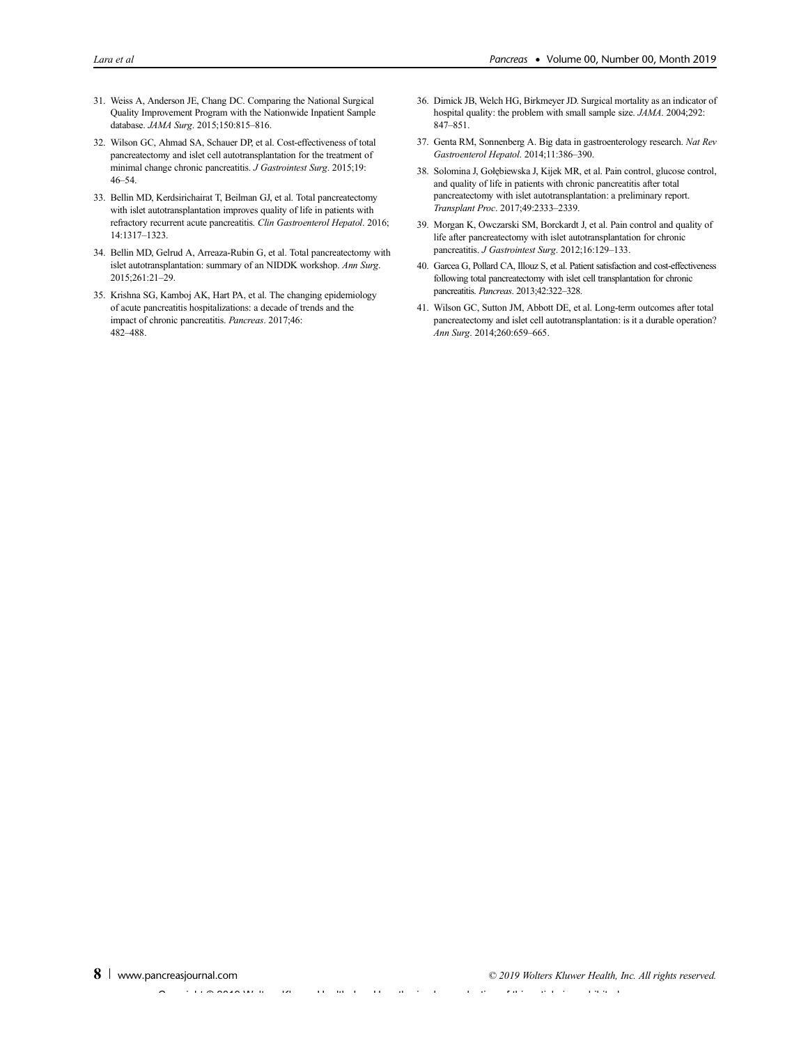31. Weiss A, Anderson JE, Chang DC. Comparing the National Surgical Quality Improvement Program with the Nationwide Inpatient Sample database. *JAMA Surg*. 2015;150:815–816.
32. Wilson GC, Ahmad SA, Schauer DP, et al. Cost-effectiveness of total pancreatectomy and islet cell autotransplantation for the treatment of minimal change chronic pancreatitis. *J Gastrointest Surg*. 2015;19: 46–54.
33. Bellin MD, Kerdsirichairat T, Beilman GJ, et al. Total pancreatectomy with islet autotransplantation improves quality of life in patients with refractory recurrent acute pancreatitis. *Clin Gastroenterol Hepatol*. 2016; 14:1317–1323.
34. Bellin MD, Gelrud A, Arreaza-Rubin G, et al. Total pancreatectomy with islet autotransplantation: summary of an NIDDK workshop. *Ann Surg*. 2015;261:21–29.
35. Krishna SG, Kamboj AK, Hart PA, et al. The changing epidemiology of acute pancreatitis hospitalizations: a decade of trends and the impact of chronic pancreatitis. *Pancreas*. 2017;46: 482–488.
36. Dimick JB, Welch HG, Birkmeyer JD. Surgical mortality as an indicator of hospital quality: the problem with small sample size. *JAMA*. 2004;292: 847–851.
37. Genta RM, Sonnenberg A. Big data in gastroenterology research. *Nat Rev Gastroenterol Hepatol*. 2014;11:386–390.
38. Solomina J, Gołębiewska J, Kijek MR, et al. Pain control, glucose control, and quality of life in patients with chronic pancreatitis after total pancreatectomy with islet autotransplantation: a preliminary report. *Transplant Proc*. 2017;49:2333–2339.
39. Morgan K, Owczarski SM, Borckardt J, et al. Pain control and quality of life after pancreatectomy with islet autotransplantation for chronic pancreatitis. *J Gastrointest Surg*. 2012;16:129–133.
40. Garcea G, Pollard CA, Illouz S, et al. Patient satisfaction and cost-effectiveness following total pancreatectomy with islet cell transplantation for chronic pancreatitis. *Pancreas*. 2013;42:322–328.
41. Wilson GC, Sutton JM, Abbott DE, et al. Long-term outcomes after total pancreatectomy and islet cell autotransplantation: is it a durable operation? *Ann Surg*. 2014;260:659–665.